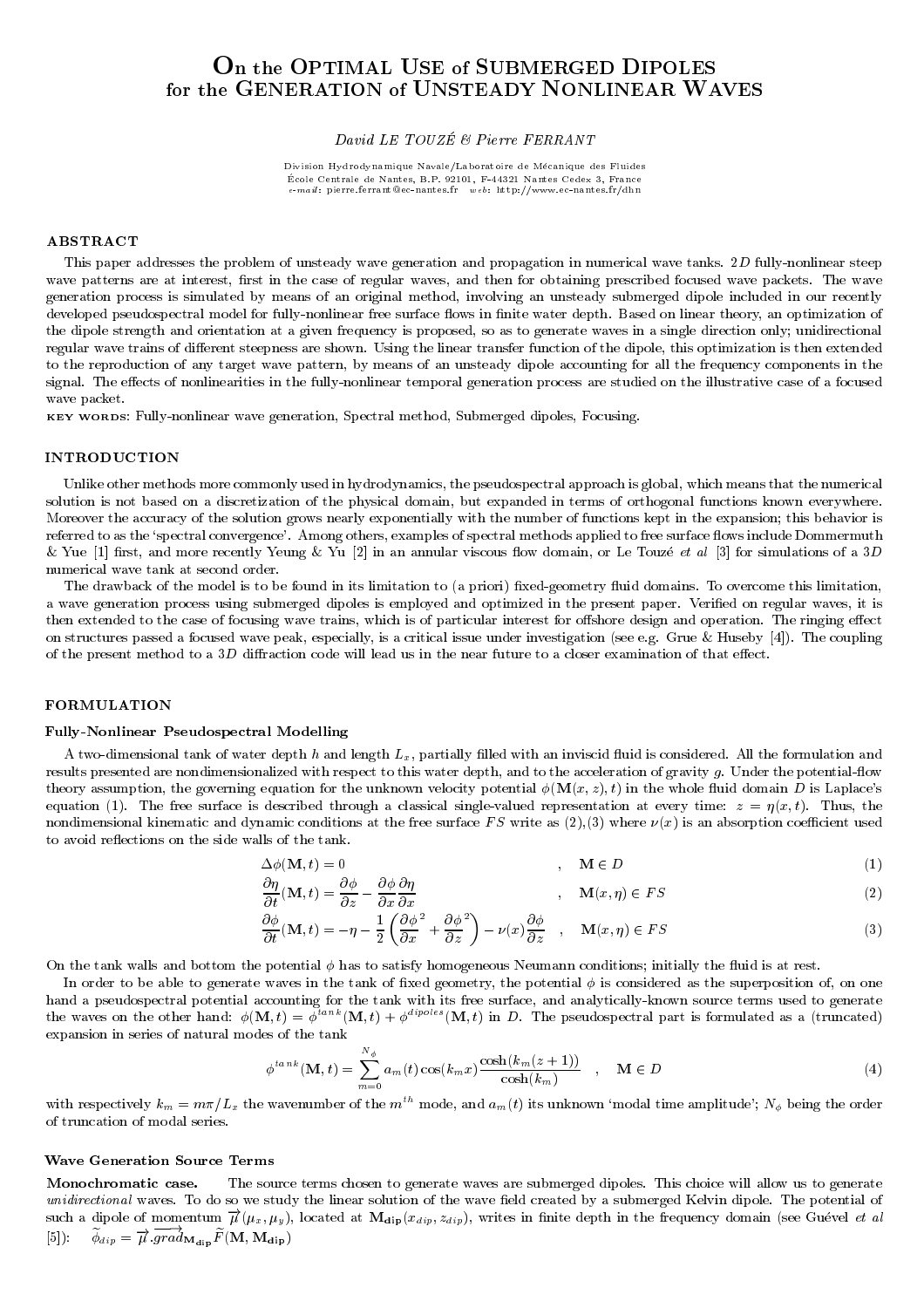# On the OPTIMAL USE of SUBMERGED DIPOLES for the GENERATION of UNSTEADY NONLINEAR WAVES

*David LE TOUZÉ & Pierre FERRANT*

Division Hydrodynamique Navale/Laboratoire de Mécanique des Fluides
École Centrale de Nantes, B.P. 92101, F-44321 Nantes Cedex 3, France
*e-mail*: pierre.ferrant@ec-nantes.fr *web*: http://www.ec-nantes.fr/dhn

## ABSTRACT

This paper addresses the problem of unsteady wave generation and propagation in numerical wave tanks. $2D$ fully-nonlinear steep wave patterns are at interest, first in the case of regular waves, and then for obtaining prescribed focused wave packets. The wave generation process is simulated by means of an original method, involving an unsteady submerged dipole included in our recently developed pseudospectral model for fully-nonlinear free surface flows in finite water depth. Based on linear theory, an optimization of the dipole strength and orientation at a given frequency is proposed, so as to generate waves in a single direction only; unidirectional regular wave trains of different steepness are shown. Using the linear transfer function of the dipole, this optimization is then extended to the reproduction of any target wave pattern, by means of an unsteady dipole accounting for all the frequency components in the signal. The effects of nonlinearities in the fully-nonlinear temporal generation process are studied on the illustrative case of a focused wave packet.

KEY WORDS: Fully-nonlinear wave generation, Spectral method, Submerged dipoles, Focusing.

## INTRODUCTION

Unlike other methods more commonly used in hydrodynamics, the pseudospectral approach is global, which means that the numerical solution is not based on a discretization of the physical domain, but expanded in terms of orthogonal functions known everywhere. Moreover the accuracy of the solution grows nearly exponentially with the number of functions kept in the expansion; this behavior is referred to as the 'spectral convergence'. Among others, examples of spectral methods applied to free surface flows include Dommermuth & Yue [1] first, and more recently Yeung & Yu [2] in an annular viscous flow domain, or Le Touzé *et al* [3] for simulations of a $3D$ numerical wave tank at second order.

The drawback of the model is to be found in its limitation to (a priori) fixed-geometry fluid domains. To overcome this limitation, a wave generation process using submerged dipoles is employed and optimized in the present paper. Verified on regular waves, it is then extended to the case of focusing wave trains, which is of particular interest for offshore design and operation. The ringing effect on structures passed a focused wave peak, especially, is a critical issue under investigation (see e.g. Grue & Huseby [4]). The coupling of the present method to a $3D$ diffraction code will lead us in the near future to a closer examination of that effect.

## FORMULATION

### Fully-Nonlinear Pseudospectral Modelling

A two-dimensional tank of water depth $h$ and length $L_x$, partially filled with an inviscid fluid is considered. All the formulation and results presented are nondimensionalized with respect to this water depth, and to the acceleration of gravity $g$. Under the potential-flow theory assumption, the governing equation for the unknown velocity potential $\phi(\mathbf{M}(x,z),t)$ in the whole fluid domain $D$ is Laplace's equation (1). The free surface is described through a classical single-valued representation at every time: $z = \eta(x,t)$. Thus, the nondimensional kinematic and dynamic conditions at the free surface $FS$ write as (2),(3) where $\nu(x)$ is an absorption coefficient used to avoid reflections on the side walls of the tank.

$$\Delta\phi(\mathbf{M},t) = 0 \quad , \quad \mathbf{M} \in D \tag{1}$$

$$\frac{\partial \eta}{\partial t}(\mathbf{M},t) = \frac{\partial \phi}{\partial z} - \frac{\partial \phi}{\partial x}\frac{\partial \eta}{\partial x} \quad , \quad \mathbf{M}(x,\eta) \in FS \tag{2}$$

$$\frac{\partial \phi}{\partial t}(\mathbf{M},t) = -\eta - \frac{1}{2}\left(\frac{\partial \phi}{\partial x}^2 + \frac{\partial \phi}{\partial z}^2\right) - \nu(x)\frac{\partial \phi}{\partial z} \quad , \quad \mathbf{M}(x,\eta) \in FS \tag{3}$$

On the tank walls and bottom the potential $\phi$ has to satisfy homogeneous Neumann conditions; initially the fluid is at rest.

In order to be able to generate waves in the tank of fixed geometry, the potential $\phi$ is considered as the superposition of, on one hand a pseudospectral potential accounting for the tank with its free surface, and analytically-known source terms used to generate the waves on the other hand: $\phi(\mathbf{M},t) = \phi^{tank}(\mathbf{M},t) + \phi^{dipoles}(\mathbf{M},t)$ in $D$. The pseudospectral part is formulated as a (truncated) expansion in series of natural modes of the tank

$$\phi^{tank}(\mathbf{M},t) = \sum_{m=0}^{N_\phi} a_m(t)\cos(k_m x)\frac{\cosh(k_m(z+1))}{\cosh(k_m)} \quad , \quad \mathbf{M} \in D \tag{4}$$

with respectively $k_m = m\pi/L_x$ the wavenumber of the $m^{th}$ mode, and $a_m(t)$ its unknown 'modal time amplitude'; $N_\phi$ being the order of truncation of modal series.

### Wave Generation Source Terms

**Monochromatic case.** The source terms chosen to generate waves are submerged dipoles. This choice will allow us to generate *unidirectional* waves. To do so we study the linear solution of the wave field created by a submerged Kelvin dipole. The potential of such a dipole of momentum $\vec{\mu}(\mu_x,\mu_y)$, located at $\mathbf{M_{dip}}(x_{dip},z_{dip})$, writes in finite depth in the frequency domain (see Guével *et al* [5]): $\widetilde{\phi}_{dip} = \vec{\mu}.\overrightarrow{grad}_{\mathbf{M_{dip}}}\widetilde{F}(\mathbf{M},\mathbf{M_{dip}})$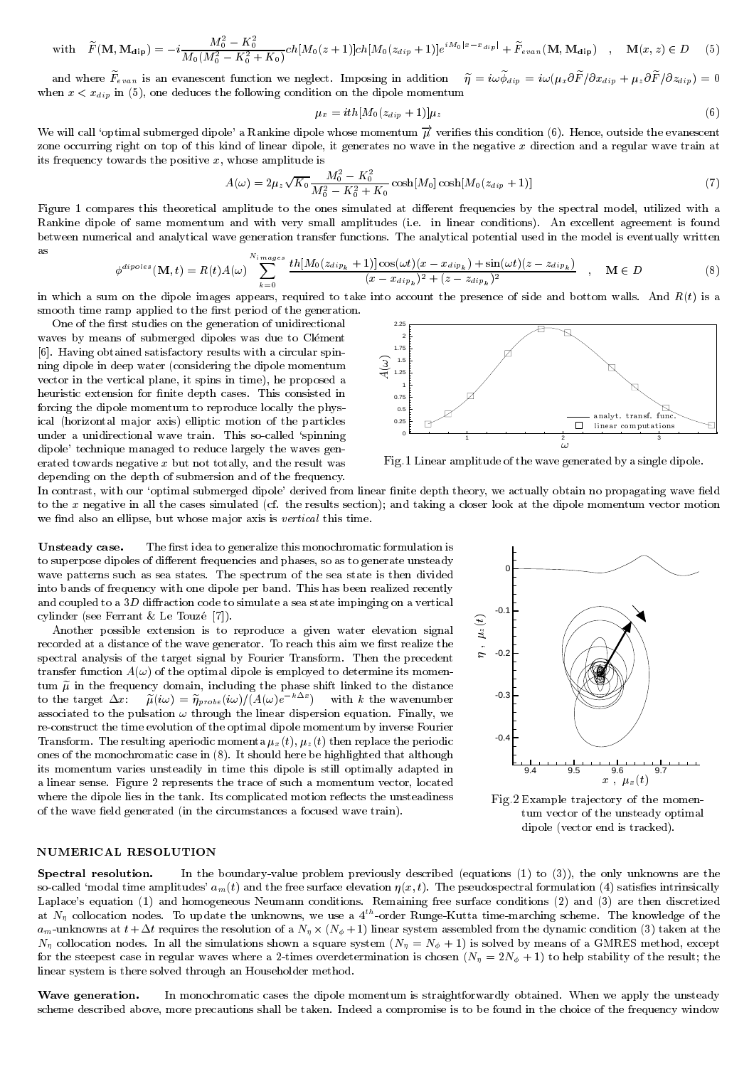with $\widetilde{F}(\mathbf{M},\mathbf{M_{dip}}) = -i\dfrac{M_0^2-K_0^2}{M_0(M_0^2-K_0^2+K_0)}ch[M_0(z+1)]ch[M_0(z_{dip}+1)]e^{iM_0|x-x_{dip}|} + \widetilde{F}_{evan}(\mathbf{M},\mathbf{M_{dip}})$ , $\mathbf{M}(x,z)\in D$ (5)

and where $\widetilde{F}_{evan}$ is an evanescent function we neglect. Imposing in addition $\widetilde{\eta} = i\omega\widetilde{\phi}_{dip} = i\omega(\mu_x\partial\widetilde{F}/\partial x_{dip} + \mu_z\partial\widetilde{F}/\partial z_{dip}) = 0$ when $x < x_{dip}$ in (5), one deduces the following condition on the dipole momentum

$$\mu_x = ith[M_0(z_{dip}+1)]\mu_z \tag{6}$$

We will call 'optimal submerged dipole' a Rankine dipole whose momentum $\vec{\mu}$ verifies this condition (6). Hence, outside the evanescent zone occurring right on top of this kind of linear dipole, it generates no wave in the negative $x$ direction and a regular wave train at its frequency towards the positive $x$, whose amplitude is

$$A(\omega) = 2\mu_z\sqrt{K_0}\frac{M_0^2-K_0^2}{M_0^2-K_0^2+K_0}\cosh[M_0]\cosh[M_0(z_{dip}+1)] \tag{7}$$

Figure 1 compares this theoretical amplitude to the ones simulated at different frequencies by the spectral model, utilized with a Rankine dipole of same momentum and with very small amplitudes (i.e. in linear conditions). An excellent agreement is found between numerical and analytical wave generation transfer functions. The analytical potential used in the model is eventually written as

$$\phi^{dipoles}(\mathbf{M},t) = R(t)A(\omega)\sum_{k=0}^{N_{images}}\frac{th[M_0(z_{dip_k}+1)]\cos(\omega t)(x-x_{dip_k}) + \sin(\omega t)(z-z_{dip_k})}{(x-x_{dip_k})^2+(z-z_{dip_k})^2} \quad , \quad \mathbf{M}\in D \tag{8}$$

in which a sum on the dipole images appears, required to take into account the presence of side and bottom walls. And $R(t)$ is a smooth time ramp applied to the first period of the generation.

One of the first studies on the generation of unidirectional waves by means of submerged dipoles was due to Clément [6]. Having obtained satisfactory results with a circular spinning dipole in deep water (considering the dipole momentum vector in the vertical plane, it spins in time), he proposed a heuristic extension for finite depth cases. This consisted in forcing the dipole momentum to reproduce locally the physical (horizontal major axis) elliptic motion of the particles under a unidirectional wave train. This so-called 'spinning dipole' technique managed to reduce largely the waves generated towards negative $x$ but not totally, and the result was depending on the depth of submersion and of the frequency.

Fig.1 Linear amplitude of the wave generated by a single dipole.

In contrast, with our 'optimal submerged dipole' derived from linear finite depth theory, we actually obtain no propagating wave field to the $x$ negative in all the cases simulated (cf. the results section); and taking a closer look at the dipole momentum vector motion we find also an ellipse, but whose major axis is *vertical* this time.

**Unsteady case.** The first idea to generalize this monochromatic formulation is to superpose dipoles of different frequencies and phases, so as to generate unsteady wave patterns such as sea states. The spectrum of the sea state is then divided into bands of frequency with one dipole per band. This has been realized recently and coupled to a 3D diffraction code to simulate a sea state impinging on a vertical cylinder (see Ferrant & Le Touzé [7]).

Another possible extension is to reproduce a given water elevation signal recorded at a distance of the wave generator. To reach this aim we first realize the spectral analysis of the target signal by Fourier Transform. Then the precedent transfer function $A(\omega)$ of the optimal dipole is employed to determine its momentum $\widetilde{\mu}$ in the frequency domain, including the phase shift linked to the distance to the target $\Delta x$: $\widetilde{\mu}(i\omega) = \widetilde{\eta}_{probe}(i\omega)/(A(\omega)e^{-k\Delta x})$ with $k$ the wavenumber associated to the pulsation $\omega$ through the linear dispersion equation. Finally, we re-construct the time evolution of the optimal dipole momentum by inverse Fourier Transform. The resulting aperiodic momenta $\mu_x(t), \mu_z(t)$ then replace the periodic ones of the monochromatic case in (8). It should here be highlighted that although its momentum varies unsteadily in time this dipole is still optimally adapted in a linear sense. Figure 2 represents the trace of such a momentum vector, located where the dipole lies in the tank. Its complicated motion reflects the unsteadiness of the wave field generated (in the circumstances a focused wave train).

Fig.2 Example trajectory of the momentum vector of the unsteady optimal dipole (vector end is tracked).

## NUMERICAL RESOLUTION

**Spectral resolution.** In the boundary-value problem previously described (equations (1) to (3)), the only unknowns are the so-called 'modal time amplitudes' $a_m(t)$ and the free surface elevation $\eta(x,t)$. The pseudospectral formulation (4) satisfies intrinsically Laplace's equation (1) and homogeneous Neumann conditions. Remaining free surface conditions (2) and (3) are then discretized at $N_\eta$ collocation nodes. To update the unknowns, we use a $4^{th}$-order Runge-Kutta time-marching scheme. The knowledge of the $a_m$-unknowns at $t+\Delta t$ requires the resolution of a $N_\eta \times (N_\phi+1)$ linear system assembled from the dynamic condition (3) taken at the $N_\eta$ collocation nodes. In all the simulations shown a square system ($N_\eta = N_\phi+1$) is solved by means of a GMRES method, except for the steepest case in regular waves where a 2-times overdetermination is chosen ($N_\eta = 2N_\phi+1$) to help stability of the result; the linear system is there solved through an Householder method.

**Wave generation.** In monochromatic cases the dipole momentum is straightforwardly obtained. When we apply the unsteady scheme described above, more precautions shall be taken. Indeed a compromise is to be found in the choice of the frequency window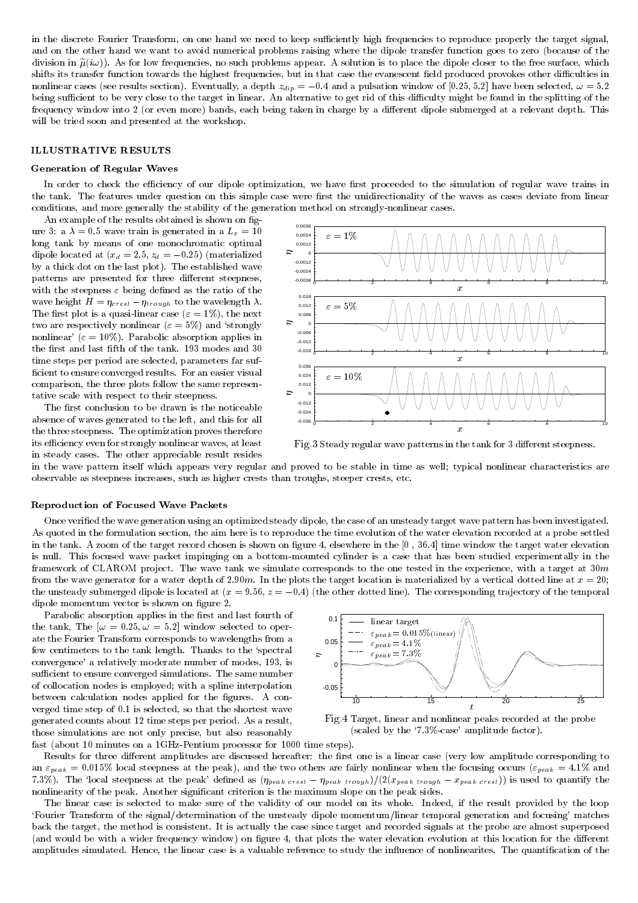in the discrete Fourier Transform, on one hand we need to keep sufficiently high frequencies to reproduce properly the target signal, and on the other hand we want to avoid numerical problems raising where the dipole transfer function goes to zero (because of the division in $\widetilde{\mu}(i\omega)$). As for low frequencies, no such problems appear. A solution is to place the dipole closer to the free surface, which shifts its transfer function towards the highest frequencies, but in that case the evanescent field produced provokes other difficulties in nonlinear cases (see results section). Eventually, a depth $z_{dip} = -0.4$ and a pulsation window of $[0.25, 5.2]$ have been selected, $\omega = 5.2$ being sufficient to be very close to the target in linear. An alternative to get rid of this difficulty might be found in the splitting of the frequency window into 2 (or even more) bands, each being taken in charge by a different dipole submerged at a relevant depth. This will be tried soon and presented at the workshop.

## ILLUSTRATIVE RESULTS

### Generation of Regular Waves

In order to check the efficiency of our dipole optimization, we have first proceeded to the simulation of regular wave trains in the tank. The features under question on this simple case were first the unidirectionality of the waves as cases deviate from linear conditions, and more generally the stability of the generation method on strongly-nonlinear cases.

An example of the results obtained is shown on figure 3: a $\lambda = 0.5$ wave train is generated in a $L_x = 10$ long tank by means of one monochromatic optimal dipole located at ($x_d = 2.5$, $z_d = -0.25$) (materialized by a thick dot on the last plot). The established wave patterns are presented for three different steepness, with the steepness $\varepsilon$ being defined as the ratio of the wave height $H = \eta_{crest} - \eta_{trough}$ to the wavelength $\lambda$. The first plot is a quasi-linear case ($\varepsilon = 1\%$), the next two are respectively nonlinear ($\varepsilon = 5\%$) and 'strongly nonlinear' ($\varepsilon = 10\%$). Parabolic absorption applies in the first and last fifth of the tank. 193 modes and 30 time steps per period are selected, parameters far sufficient to ensure converged results. For an easier visual comparison, the three plots follow the same representative scale with respect to their steepness.

Fig.3 Steady regular wave patterns in the tank for 3 different steepness.

The first conclusion to be drawn is the noticeable absence of waves generated to the left, and this for all the three steepness. The optimization proves therefore its efficiency even for strongly nonlinear waves, at least in steady cases. The other appreciable result resides in the wave pattern itself which appears very regular and proved to be stable in time as well; typical nonlinear characteristics are observable as steepness increases, such as higher crests than troughs, steeper crests, etc.

### Reproduction of Focused Wave Packets

Once verified the wave generation using an optimized steady dipole, the case of an unsteady target wave pattern has been investigated. As quoted in the formulation section, the aim here is to reproduce the time evolution of the water elevation recorded at a probe settled in the tank. A zoom of the target record chosen is shown on figure 4, elsewhere in the $[0\ ,\ 36.4]$ time window the target water elevation is null. This focused wave packet impinging on a bottom-mounted cylinder is a case that has been studied experimentally in the framework of CLAROM project. The wave tank we simulate corresponds to the one tested in the experience, with a target at $30m$ from the wave generator for a water depth of $2.90m$. In the plots the target location is materialized by a vertical dotted line at $x = 20$; the unsteady submerged dipole is located at ($x = 9.56$, $z = -0.4$) (the other dotted line). The corresponding trajectory of the temporal dipole momentum vector is shown on figure 2.

Parabolic absorption applies in the first and last fourth of the tank, The $[\omega = 0.25, \omega = 5.2]$ window selected to operate the Fourier Transform corresponds to wavelengths from a few centimeters to the tank length. Thanks to the 'spectral convergence' a relatively moderate number of modes, 193, is sufficient to ensure converged simulations. The same number of collocation nodes is employed; with a spline interpolation between calculation nodes applied for the figures. A converged time step of 0.1 is selected, so that the shortest wave generated counts about 12 time steps per period. As a result, those simulations are not only precise, but also reasonably fast (about 10 minutes on a 1GHz-Pentium processor for 1000 time steps).

Fig.4 Target, linear and nonlinear peaks recorded at the probe (scaled by the '7.3%-case' amplitude factor).

Results for three different amplitudes are discussed hereafter: the first one is a linear case (very low amplitude corresponding to an $\varepsilon_{peak} = 0.015\%$ local steepness at the peak), and the two others are fairly nonlinear when the focusing occurs ($\varepsilon_{peak} = 4.1\%$ and $7.3\%$). The 'local steepness at the peak' defined as $(\eta_{peak\ crest} - \eta_{peak\ trough})/(2(x_{peak\ trough} - x_{peak\ crest}))$ is used to quantify the nonlinearity of the peak. Another significant criterion is the maximum slope on the peak sides.

The linear case is selected to make sure of the validity of our model on its whole. Indeed, if the result provided by the loop 'Fourier Transform of the signal/determination of the unsteady dipole momentum/linear temporal generation and focusing' matches back the target, the method is consistent. It is actually the case since target and recorded signals at the probe are almost superposed (and would be with a wider frequency window) on figure 4, that plots the water elevation evolution at this location for the different amplitudes simulated. Hence, the linear case is a valuable reference to study the influence of nonlinearites. The quantification of the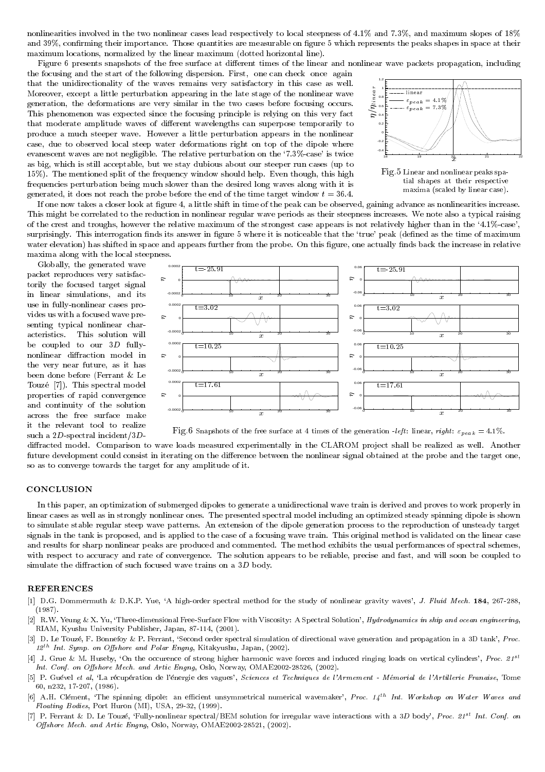nonlinearities involved in the two nonlinear cases lead respectively to local steepness of 4.1% and 7.3%, and maximum slopes of 18% and 39%, confirming their importance. Those quantities are measurable on figure 5 which represents the peaks shapes in space at their maximum locations, normalized by the linear maximum (dotted horizontal line).

Figure 6 presents snapshots of the free surface at different times of the linear and nonlinear wave packets propagation, including the focusing and the start of the following dispersion. First, one can check once again that the unidirectionality of the waves remains very satisfactory in this case as well. Moreover, except a little perturbation appearing in the late stage of the nonlinear wave generation, the deformations are very similar in the two cases before focusing occurs. This phenomenon was expected since the focusing principle is relying on this very fact that moderate amplitude waves of different wavelengths can superpose temporarily to produce a much steeper wave. However a little perturbation appears in the nonlinear case, due to observed local steep water deformations right on top of the dipole where evanescent waves are not negligible. The relative perturbation on the '7.3%-case' is twice as big, which is still acceptable, but we stay dubious about our steeper run cases (up to 15%). The mentioned split of the frequency window should help. Even though, this high frequencies perturbation being much slower than the desired long waves along with it is generated, it does not reach the probe before the end of the time target window $t = 36.4$.

1.2
1
0.8
0.6
0.4
0.2
0
-0.2
-0.4
18 19 20 21 22
$\eta/\eta_{linear}$
$x$
linear
$\varepsilon_{peak} = 4.1\%$
$\varepsilon_{peak} = 7.3\%$

Fig.5 Linear and nonlinear peaks spatial shapes at their respective maxima (scaled by linear case).

If one now takes a closer look at figure 4, a little shift in time of the peak can be observed, gaining advance as nonlinearities increase. This might be correlated to the reduction in nonlinear regular wave periods as their steepness increases. We note also a typical raising of the crest and troughs, however the relative maximum of the strongest case appears is not relatively higher than in the '4.1%-case', surprisingly. This interrogation finds its answer in figure 5 where it is noticeable that the 'true' peak (defined as the time of maximum water elevation) has shifted in space and appears further from the probe. On this figure, one actually finds back the increase in relative maxima along with the local steepness.

Globally, the generated wave packet reproduces very satisfactorily the focused target signal in linear simulations, and its use in fully-nonlinear cases provides us with a focused wave presenting typical nonlinear characteristics. This solution will be coupled to our $3D$ fully-nonlinear diffraction model in the very near future, as it has been done before (Ferrant & Le Touzé [7]). This spectral model properties of rapid convergence and continuity of the solution across the free surface make it the relevant tool to realize such a $2D$-spectral incident/$3D$-diffracted model. Comparison to wave loads measured experimentally in the CLAROM project shall be realized as well. Another future development could consist in iterating on the difference between the nonlinear signal obtained at the probe and the target one, so as to converge towards the target for any amplitude of it.

t=-25.91
t=3.02
t=10.25
t=17.61
$\eta$
$x$
0.0002
0
-0.0002
0 10 20 30
0.06
0
-0.06

Fig.6 Snapshots of the free surface at 4 times of the generation -*left*: linear, *right*: $\varepsilon_{peak} = 4.1\%$.

## CONCLUSION

In this paper, an optimization of submerged dipoles to generate a unidirectional wave train is derived and proves to work properly in linear cases as well as in strongly nonlinear ones. The presented spectral model including an optimized steady spinning dipole is shown to simulate stable regular steep wave patterns. An extension of the dipole generation process to the reproduction of unsteady target signals in the tank is proposed, and is applied to the case of a focusing wave train. This original method is validated on the linear case and results for sharp nonlinear peaks are produced and commented. The method exhibits the usual performances of spectral schemes, with respect to accuracy and rate of convergence. The solution appears to be reliable, precise and fast, and will soon be coupled to simulate the diffraction of such focused wave trains on a $3D$ body.

## REFERENCES

[1] D.G. Dommermuth & D.K.P. Yue, 'A high-order spectral method for the study of nonlinear gravity waves', *J. Fluid Mech.* **184**, 267-288, (1987).

[2] R.W. Yeung & X. Yu, 'Three-dimensional Free-Surface Flow with Viscosity: A Spectral Solution', *Hydrodynamics in ship and ocean engineering*, RIAM, Kyushu University Publisher, Japan, 87-114, (2001).

[3] D. Le Touzé, F. Bonnefoy & P. Ferrant, 'Second order spectral simulation of directional wave generation and propagation in a 3D tank', *Proc. $12^{th}$ Int. Symp. on Offshore and Polar Engng*, Kitakyushu, Japan, (2002).

[4] J. Grue & M. Huseby, 'On the occurence of strong higher harmonic wave forces and induced ringing loads on vertical cylinders', *Proc. $21^{st}$ Int. Conf. on Offshore Mech. and Artic Engng*, Oslo, Norway, OMAE2002-28526, (2002).

[5] P. Guével *et al*, 'La récupération de l'énergie des vagues', *Sciences et Techniques de l'Armement - Mémorial de l'Artillerie Franaise*, Tome 60, n232, 17-207, (1986).

[6] A.H. Clément, 'The spinning dipole: an efficient unsymmetrical numerical wavemaker', *Proc. $14^{th}$ Int. Workshop on Water Waves and Floating Bodies*, Port Huron (MI), USA, 29-32, (1999).

[7] P. Ferrant & D. Le Touzé, 'Fully-nonlinear spectral/BEM solution for irregular wave interactions with a 3D body', *Proc. $21^{st}$ Int. Conf. on Offshore Mech. and Artic Engng*, Oslo, Norway, OMAE2002-28521, (2002).